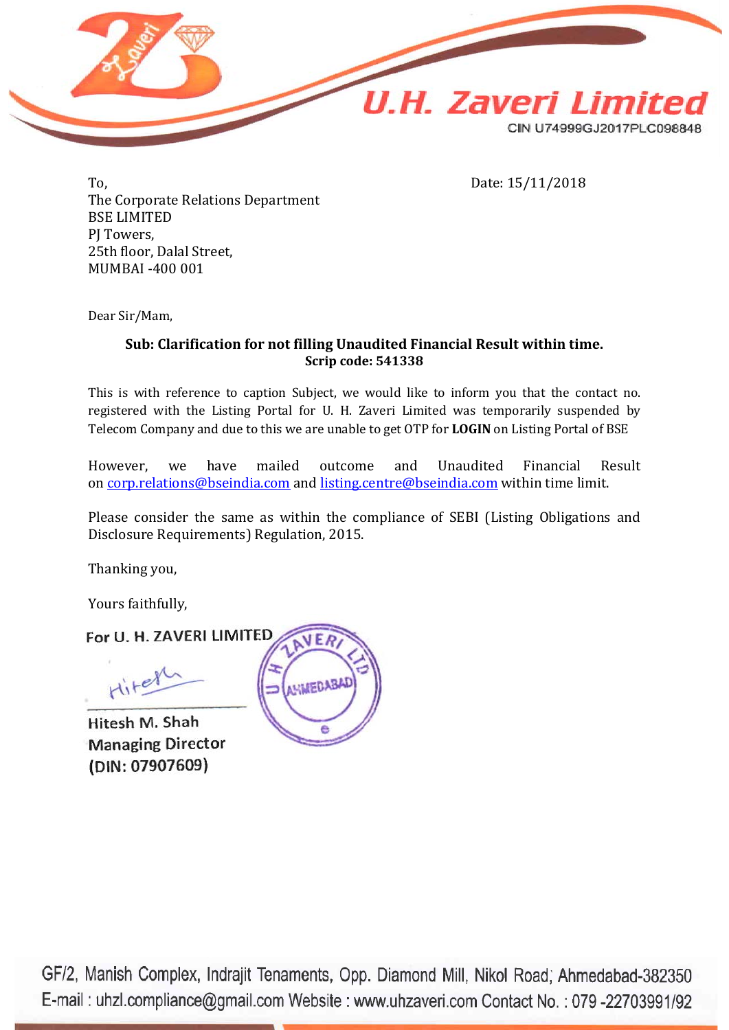# U.H. Zaveri Limited

CIN U74999GJ2017PLC098848

To,
The Corporate Relations Department
BSE LIMITED
PJ Towers,
25th floor, Dalal Street,
MUMBAI -400 001

Date: 15/11/2018

Dear Sir/Mam,

**Sub: Clarification for not filling Unaudited Financial Result within time.**
**Scrip code: 541338**

This is with reference to caption Subject, we would like to inform you that the contact no. registered with the Listing Portal for U. H. Zaveri Limited was temporarily suspended by Telecom Company and due to this we are unable to get OTP for **LOGIN** on Listing Portal of BSE

However, we have mailed outcome and Unaudited Financial Result on corp.relations@bseindia.com and listing.centre@bseindia.com within time limit.

Please consider the same as within the compliance of SEBI (Listing Obligations and Disclosure Requirements) Regulation, 2015.

Thanking you,

Yours faithfully,

For U. H. ZAVERI LIMITED

Hitesh M. Shah
Managing Director
(DIN: 07907609)

GF/2, Manish Complex, Indrajit Tenaments, Opp. Diamond Mill, Nikol Road, Ahmedabad-382350
E-mail : uhzl.compliance@gmail.com Website : www.uhzaveri.com Contact No. : 079 -22703991/92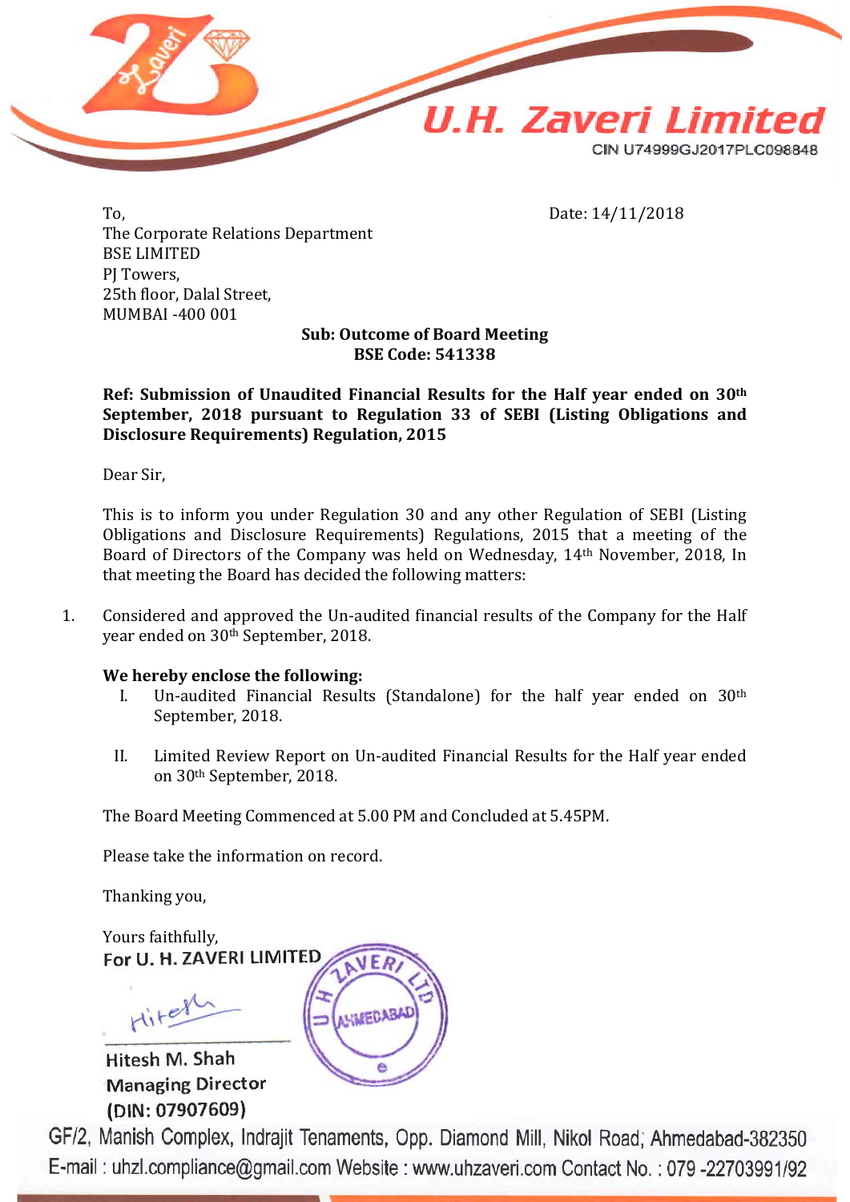# U.H. Zaveri Limited

CIN U74999GJ2017PLC098848

To,
The Corporate Relations Department
BSE LIMITED
PJ Towers,
25th floor, Dalal Street,
MUMBAI -400 001

Date: 14/11/2018

**Sub: Outcome of Board Meeting**
**BSE Code: 541338**

**Ref: Submission of Unaudited Financial Results for the Half year ended on 30th September, 2018 pursuant to Regulation 33 of SEBI (Listing Obligations and Disclosure Requirements) Regulation, 2015**

Dear Sir,

This is to inform you under Regulation 30 and any other Regulation of SEBI (Listing Obligations and Disclosure Requirements) Regulations, 2015 that a meeting of the Board of Directors of the Company was held on Wednesday, 14th November, 2018, In that meeting the Board has decided the following matters:

1. Considered and approved the Un-audited financial results of the Company for the Half year ended on 30th September, 2018.

**We hereby enclose the following:**

I. Un-audited Financial Results (Standalone) for the half year ended on 30th September, 2018.

II. Limited Review Report on Un-audited Financial Results for the Half year ended on 30th September, 2018.

The Board Meeting Commenced at 5.00 PM and Concluded at 5.45PM.

Please take the information on record.

Thanking you,

Yours faithfully,
**For U. H. ZAVERI LIMITED**

**Hitesh M. Shah**
**Managing Director**
**(DIN: 07907609)**

GF/2, Manish Complex, Indrajit Tenaments, Opp. Diamond Mill, Nikol Road, Ahmedabad-382350
E-mail : uhzl.compliance@gmail.com Website : www.uhzaveri.com Contact No. : 079 -22703991/92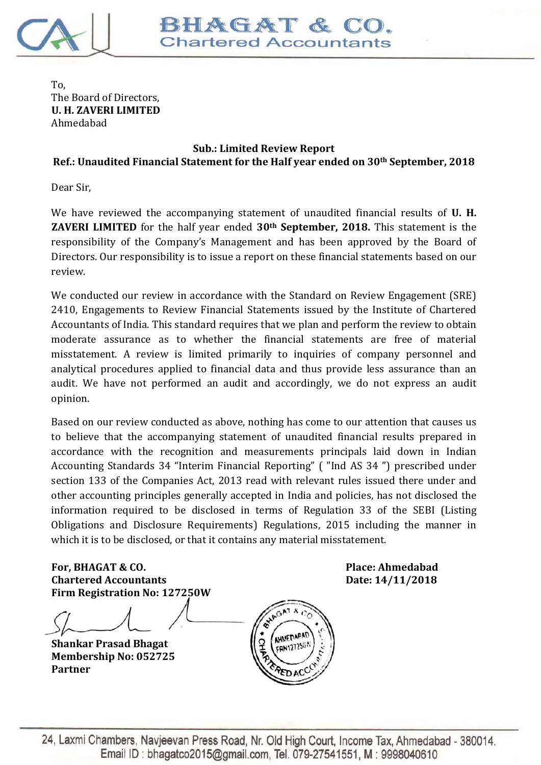# BHAGAT & CO.
## Chartered Accountants

To,
The Board of Directors,
**U. H. ZAVERI LIMITED**
Ahmedabad

**Sub.: Limited Review Report**
**Ref.: Unaudited Financial Statement for the Half year ended on 30th September, 2018**

Dear Sir,

We have reviewed the accompanying statement of unaudited financial results of **U. H. ZAVERI LIMITED** for the half year ended **30th September, 2018.** This statement is the responsibility of the Company's Management and has been approved by the Board of Directors. Our responsibility is to issue a report on these financial statements based on our review.

We conducted our review in accordance with the Standard on Review Engagement (SRE) 2410, Engagements to Review Financial Statements issued by the Institute of Chartered Accountants of India. This standard requires that we plan and perform the review to obtain moderate assurance as to whether the financial statements are free of material misstatement. A review is limited primarily to inquiries of company personnel and analytical procedures applied to financial data and thus provide less assurance than an audit. We have not performed an audit and accordingly, we do not express an audit opinion.

Based on our review conducted as above, nothing has come to our attention that causes us to believe that the accompanying statement of unaudited financial results prepared in accordance with the recognition and measurements principals laid down in Indian Accounting Standards 34 "Interim Financial Reporting" ( "Ind AS 34 ") prescribed under section 133 of the Companies Act, 2013 read with relevant rules issued there under and other accounting principles generally accepted in India and policies, has not disclosed the information required to be disclosed in terms of Regulation 33 of the SEBI (Listing Obligations and Disclosure Requirements) Regulations, 2015 including the manner in which it is to be disclosed, or that it contains any material misstatement.

**For, BHAGAT & CO.**
**Chartered Accountants**
**Firm Registration No: 127250W**

**Shankar Prasad Bhagat**
**Membership No: 052725**
**Partner**

**Place: Ahmedabad**
**Date: 14/11/2018**

24, Laxmi Chambers, Navjeevan Press Road, Nr. Old High Court, Income Tax, Ahmedabad - 380014.
Email ID : bhagatco2015@gmail.com, Tel. 079-27541551, M : 9998040610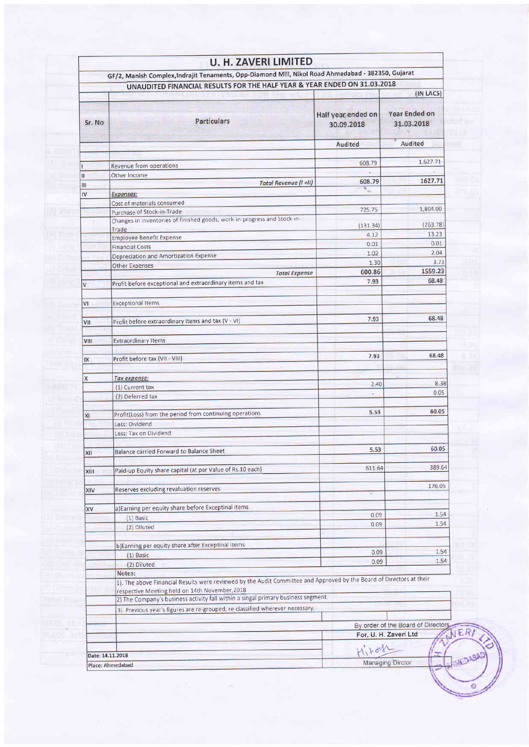# U. H. ZAVERI LIMITED

GF/2, Manish Complex,Indrajit Tenaments, Opp-Diamond Mill, Nikol Road Ahmedabad - 382350, Gujarat

## UNAUDITED FINANCIAL RESULTS FOR THE HALF YEAR & YEAR ENDED ON 31.03.2018

(IN LACS)

| Sr. No | Particulars | Half year ended on 30.09.2018 | Year Ended on 31.03.2018 |
|---|---|---|---|
| | | Audited | Audited |
| I | Revenue from operations | 608.79 | 1,627.71 |
| II | Other Income | - | - |
| III | *Total Revenue (I +II)* | 608.79 | 1627.71 |
| IV | *Expenses:* | | |
| | Cost of materials consumed | | |
| | Purchase of Stock-in-Trade | 725.75 | 1,804.00 |
| | Changes in inventories of finished goods, work-in-progress and Stock-in-Trade | (131.34) | (263.78) |
| | Employee Benefit Expense | 4.12 | 13.23 |
| | Financial Costs | 0.01 | 0.01 |
| | Depreciation and Amortization Expense | 1.02 | 2.04 |
| | Other Expenses | 1.30 | 3.73 |
| | *Total Expense* | 600.86 | 1559.23 |
| V | Profit before exceptional and extraordinary items and tax | 7.93 | 68.48 |
| VI | Exceptional Items | | |
| VII | Profit before extraordinary items and tax (V - VI) | 7.93 | 68.48 |
| VIII | Extraordinary Items | | |
| IX | Profit before tax (VII - VIII) | 7.93 | 68.48 |
| X | *Tax expense:* | | |
| | (1) Current tax | 2.40 | 8.38 |
| | (2) Deferred tax | - | 0.05 |
| XI | Profit(Loss) from the period from continuing operations | 5.53 | 60.05 |
| | Less: Dividend | | |
| | Less: Tax on Dividend | | |
| XII | Balance carried Forward to Balance Sheet | 5.53 | 60.05 |
| XIII | Paid-up Equity share capital (at par Value of Rs.10 each) | 611.64 | 389.64 |
| XIV | Reserves excluding revaluation reserves | - | 176.05 |
| XV | a)Earning per equity share before Exceptinal items | | |
| | (1) Basic | 0.09 | 1.54 |
| | (2) Diluted | 0.09 | 1.54 |
| | b)Earning per equity share after Exceptinal items | | |
| | (1) Basic | 0.09 | 1.54 |
| | (2) Diluted | 0.09 | 1.54 |

Notes:

1). The above Financial Results were reviewed by the Audit Committee and Approved by the Board of Directors at their respective Meeting held on 14th November,2018

2) The Company's business activity fall within a singal primary business segment.

3). Previous year's figures are re-grouped, re-classified wherever necessary.

By order of the Board of Directors

For, U. H. Zaveri Ltd

Managing Dirctor

Date: 14.11.2018

Place: Ahmedabad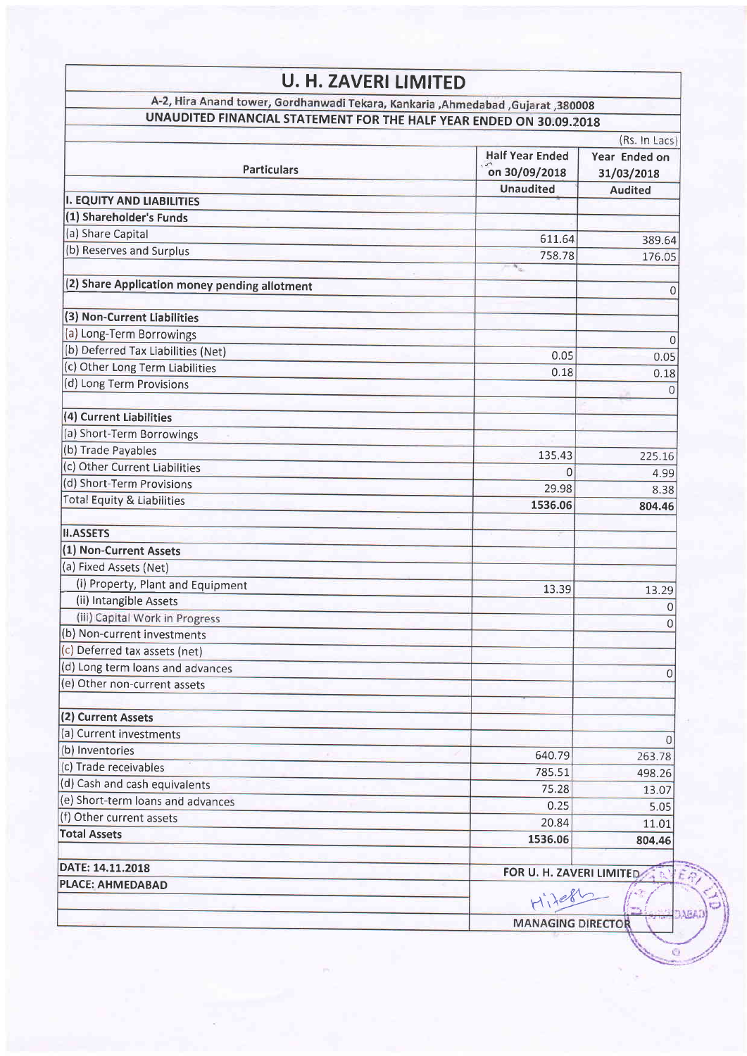# U. H. ZAVERI LIMITED

A-2, Hira Anand tower, Gordhanwadi Tekara, Kankaria ,Ahmedabad ,Gujarat ,380008

## UNAUDITED FINANCIAL STATEMENT FOR THE HALF YEAR ENDED ON 30.09.2018

(Rs. In Lacs)

| Particulars | Half Year Ended on 30/09/2018 | Year Ended on 31/03/2018 |
|---|---|---|
| | Unaudited | Audited |
| **I. EQUITY AND LIABILITIES** | | |
| **(1) Shareholder's Funds** | | |
| (a) Share Capital | 611.64 | 389.64 |
| (b) Reserves and Surplus | 758.78 | 176.05 |
| **(2) Share Application money pending allotment** | | 0 |
| **(3) Non-Current Liabilities** | | |
| (a) Long-Term Borrowings | | 0 |
| (b) Deferred Tax Liabilities (Net) | 0.05 | 0.05 |
| (c) Other Long Term Liabilities | 0.18 | 0.18 |
| (d) Long Term Provisions | | 0 |
| **(4) Current Liabilities** | | |
| (a) Short-Term Borrowings | | |
| (b) Trade Payables | 135.43 | 225.16 |
| (c) Other Current Liabilities | 0 | 4.99 |
| (d) Short-Term Provisions | 29.98 | 8.38 |
| Total Equity & Liabilities | **1536.06** | **804.46** |
| **II.ASSETS** | | |
| **(1) Non-Current Assets** | | |
| (a) Fixed Assets (Net) | | |
| (i) Property, Plant and Equipment | 13.39 | 13.29 |
| (ii) Intangible Assets | | 0 |
| (iii) Capital Work in Progress | | 0 |
| (b) Non-current investments | | |
| (c) Deferred tax assets (net) | | |
| (d) Long term loans and advances | | 0 |
| (e) Other non-current assets | | |
| **(2) Current Assets** | | |
| (a) Current investments | | 0 |
| (b) Inventories | 640.79 | 263.78 |
| (c) Trade receivables | 785.51 | 498.26 |
| (d) Cash and cash equivalents | 75.28 | 13.07 |
| (e) Short-term loans and advances | 0.25 | 5.05 |
| (f) Other current assets | 20.84 | 11.01 |
| **Total Assets** | **1536.06** | **804.46** |

**DATE: 14.11.2018**

**PLACE: AHMEDABAD**

FOR U. H. ZAVERI LIMITED

Hitesh

MANAGING DIRECTOR